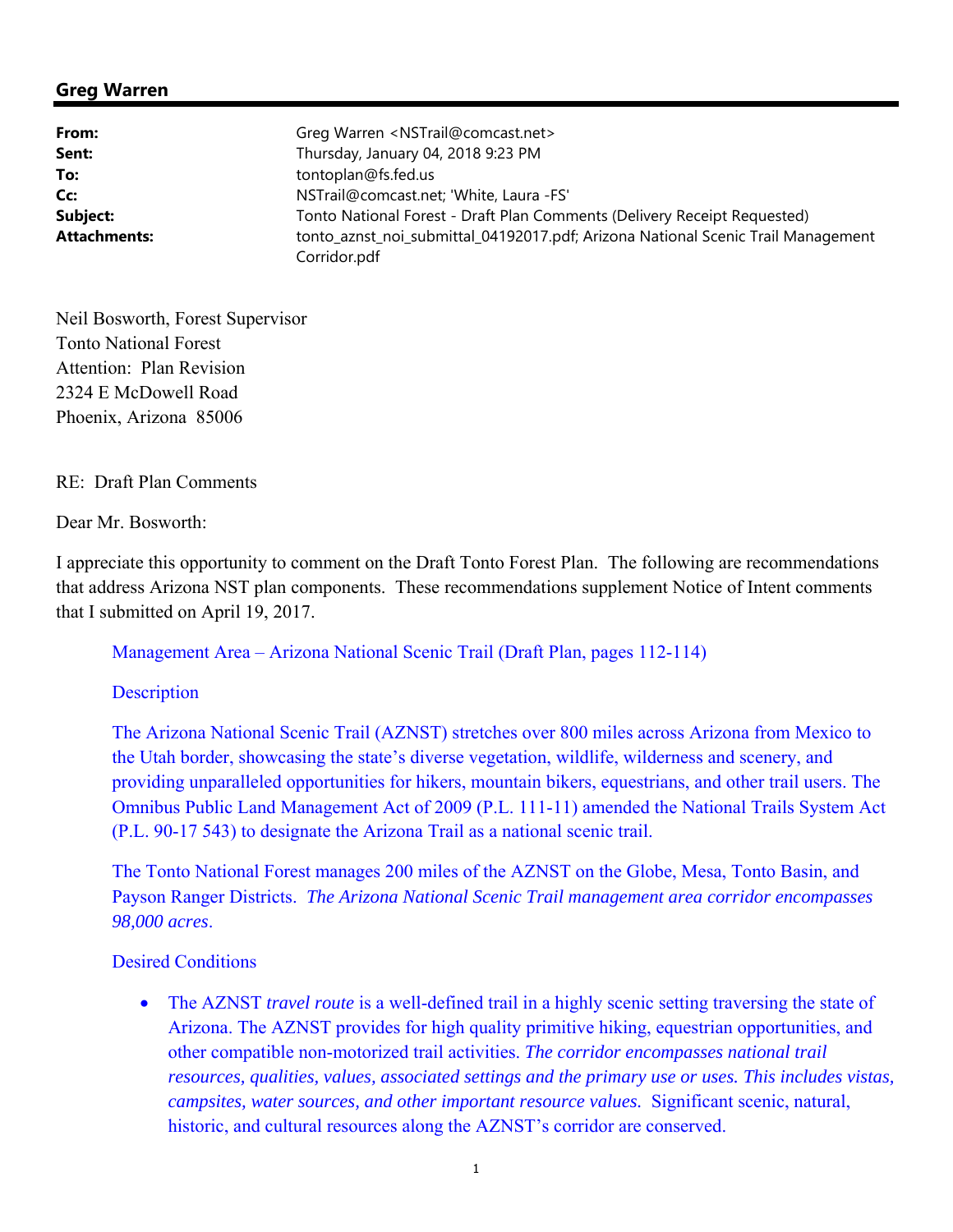## Greg Warren

**From:** Greg Warren <NSTrail@comcast.net>
**Sent:** Thursday, January 04, 2018 9:23 PM
**To:** tontoplan@fs.fed.us
**Cc:** NSTrail@comcast.net; 'White, Laura -FS'
**Subject:** Tonto National Forest - Draft Plan Comments (Delivery Receipt Requested)
**Attachments:** tonto_aznst_noi_submittal_04192017.pdf; Arizona National Scenic Trail Management Corridor.pdf

Neil Bosworth, Forest Supervisor
Tonto National Forest
Attention: Plan Revision
2324 E McDowell Road
Phoenix, Arizona 85006

RE: Draft Plan Comments

Dear Mr. Bosworth:

I appreciate this opportunity to comment on the Draft Tonto Forest Plan. The following are recommendations that address Arizona NST plan components. These recommendations supplement Notice of Intent comments that I submitted on April 19, 2017.

> Management Area – Arizona National Scenic Trail (Draft Plan, pages 112-114)
>
> Description
>
> The Arizona National Scenic Trail (AZNST) stretches over 800 miles across Arizona from Mexico to the Utah border, showcasing the state's diverse vegetation, wildlife, wilderness and scenery, and providing unparalleled opportunities for hikers, mountain bikers, equestrians, and other trail users. The Omnibus Public Land Management Act of 2009 (P.L. 111-11) amended the National Trails System Act (P.L. 90-17 543) to designate the Arizona Trail as a national scenic trail.
>
> The Tonto National Forest manages 200 miles of the AZNST on the Globe, Mesa, Tonto Basin, and Payson Ranger Districts. *The Arizona National Scenic Trail management area corridor encompasses 98,000 acres*.
>
> Desired Conditions
>
> - The AZNST *travel route* is a well-defined trail in a highly scenic setting traversing the state of Arizona. The AZNST provides for high quality primitive hiking, equestrian opportunities, and other compatible non-motorized trail activities. *The corridor encompasses national trail resources, qualities, values, associated settings and the primary use or uses. This includes vistas, campsites, water sources, and other important resource values.* Significant scenic, natural, historic, and cultural resources along the AZNST's corridor are conserved.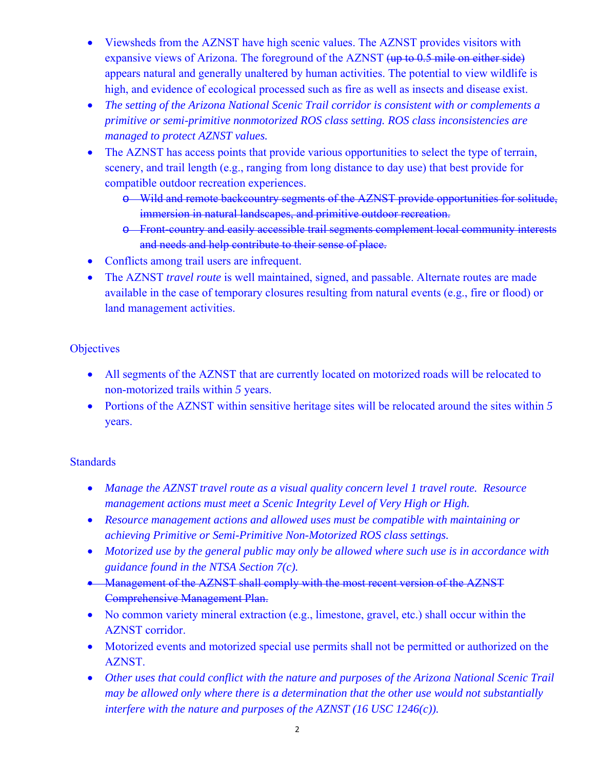- Viewsheds from the AZNST have high scenic values. The AZNST provides visitors with expansive views of Arizona. The foreground of the AZNST ~~(up to 0.5 mile on either side)~~ appears natural and generally unaltered by human activities. The potential to view wildlife is high, and evidence of ecological processed such as fire as well as insects and disease exist.
- *The setting of the Arizona National Scenic Trail corridor is consistent with or complements a primitive or semi-primitive nonmotorized ROS class setting. ROS class inconsistencies are managed to protect AZNST values.*
- The AZNST has access points that provide various opportunities to select the type of terrain, scenery, and trail length (e.g., ranging from long distance to day use) that best provide for compatible outdoor recreation experiences.
  - ~~Wild and remote backcountry segments of the AZNST provide opportunities for solitude, immersion in natural landscapes, and primitive outdoor recreation.~~
  - ~~Front-country and easily accessible trail segments complement local community interests and needs and help contribute to their sense of place.~~
- Conflicts among trail users are infrequent.
- The AZNST *travel route* is well maintained, signed, and passable. Alternate routes are made available in the case of temporary closures resulting from natural events (e.g., fire or flood) or land management activities.

Objectives

- All segments of the AZNST that are currently located on motorized roads will be relocated to non-motorized trails within *5* years.
- Portions of the AZNST within sensitive heritage sites will be relocated around the sites within *5* years.

Standards

- *Manage the AZNST travel route as a visual quality concern level 1 travel route. Resource management actions must meet a Scenic Integrity Level of Very High or High.*
- *Resource management actions and allowed uses must be compatible with maintaining or achieving Primitive or Semi-Primitive Non-Motorized ROS class settings.*
- *Motorized use by the general public may only be allowed where such use is in accordance with guidance found in the NTSA Section 7(c).*
- ~~Management of the AZNST shall comply with the most recent version of the AZNST Comprehensive Management Plan.~~
- No common variety mineral extraction (e.g., limestone, gravel, etc.) shall occur within the AZNST corridor.
- Motorized events and motorized special use permits shall not be permitted or authorized on the AZNST.
- *Other uses that could conflict with the nature and purposes of the Arizona National Scenic Trail may be allowed only where there is a determination that the other use would not substantially interfere with the nature and purposes of the AZNST (16 USC 1246(c)).*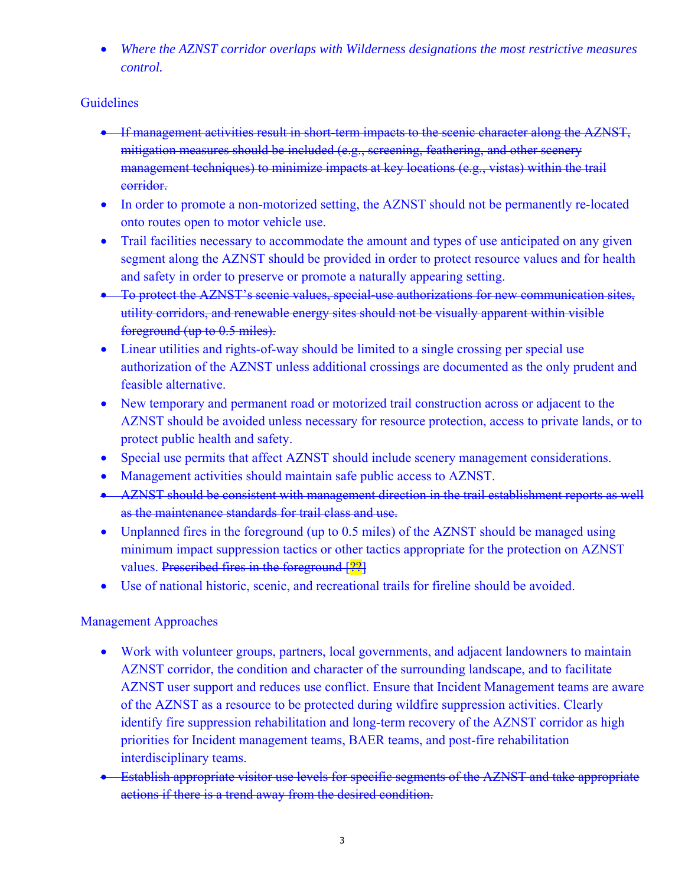- *Where the AZNST corridor overlaps with Wilderness designations the most restrictive measures control.*

Guidelines

- ~~If management activities result in short-term impacts to the scenic character along the AZNST, mitigation measures should be included (e.g., screening, feathering, and other scenery management techniques) to minimize impacts at key locations (e.g., vistas) within the trail corridor.~~
- In order to promote a non-motorized setting, the AZNST should not be permanently re-located onto routes open to motor vehicle use.
- Trail facilities necessary to accommodate the amount and types of use anticipated on any given segment along the AZNST should be provided in order to protect resource values and for health and safety in order to preserve or promote a naturally appearing setting.
- ~~To protect the AZNST's scenic values, special-use authorizations for new communication sites, utility corridors, and renewable energy sites should not be visually apparent within visible foreground (up to 0.5 miles).~~
- Linear utilities and rights-of-way should be limited to a single crossing per special use authorization of the AZNST unless additional crossings are documented as the only prudent and feasible alternative.
- New temporary and permanent road or motorized trail construction across or adjacent to the AZNST should be avoided unless necessary for resource protection, access to private lands, or to protect public health and safety.
- Special use permits that affect AZNST should include scenery management considerations.
- Management activities should maintain safe public access to AZNST.
- ~~AZNST should be consistent with management direction in the trail establishment reports as well as the maintenance standards for trail class and use.~~
- Unplanned fires in the foreground (up to 0.5 miles) of the AZNST should be managed using minimum impact suppression tactics or other tactics appropriate for the protection on AZNST values. ~~Prescribed fires in the foreground [??]~~
- Use of national historic, scenic, and recreational trails for fireline should be avoided.

Management Approaches

- Work with volunteer groups, partners, local governments, and adjacent landowners to maintain AZNST corridor, the condition and character of the surrounding landscape, and to facilitate AZNST user support and reduces use conflict. Ensure that Incident Management teams are aware of the AZNST as a resource to be protected during wildfire suppression activities. Clearly identify fire suppression rehabilitation and long-term recovery of the AZNST corridor as high priorities for Incident management teams, BAER teams, and post-fire rehabilitation interdisciplinary teams.
- ~~Establish appropriate visitor use levels for specific segments of the AZNST and take appropriate actions if there is a trend away from the desired condition.~~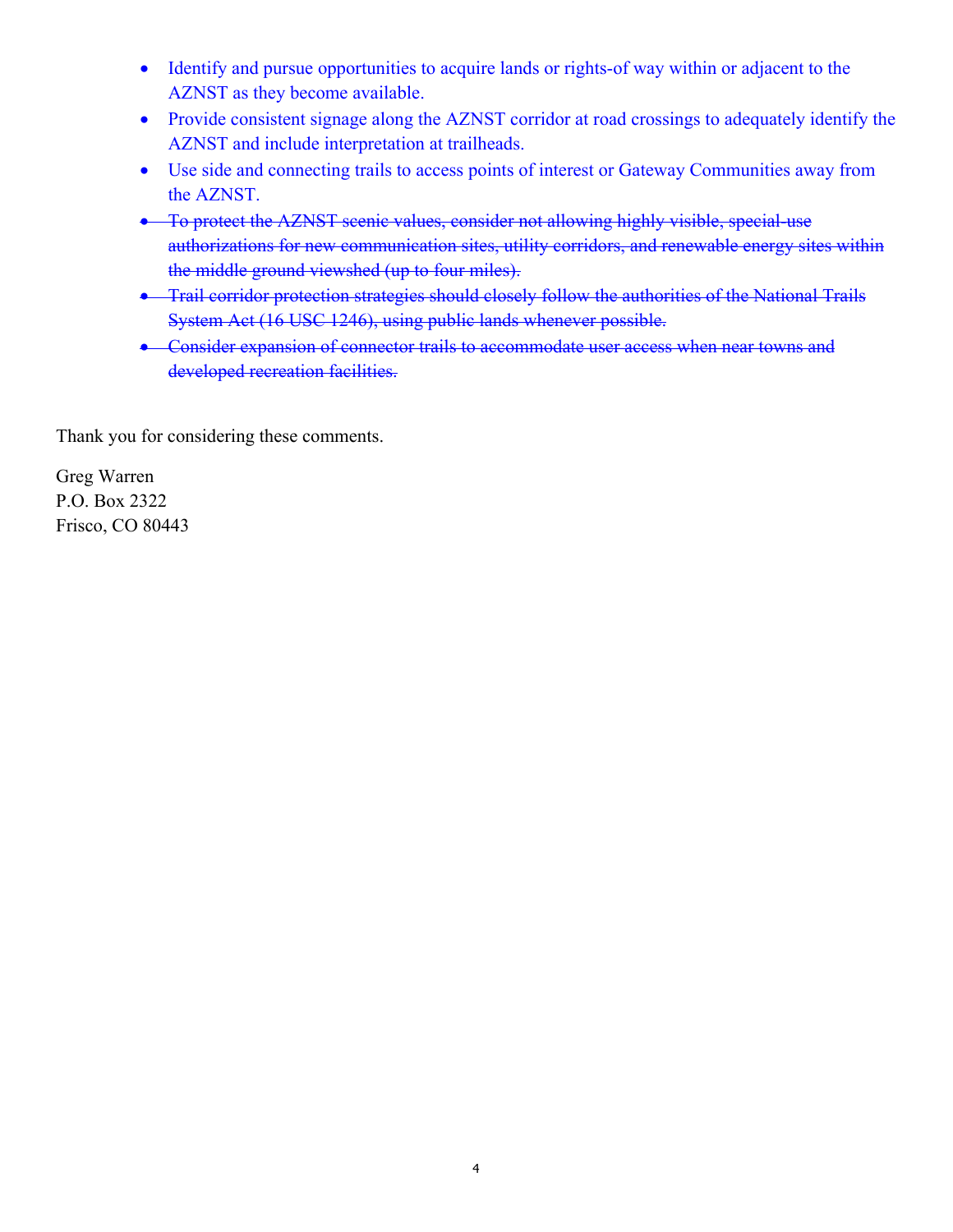- Identify and pursue opportunities to acquire lands or rights-of way within or adjacent to the AZNST as they become available.
- Provide consistent signage along the AZNST corridor at road crossings to adequately identify the AZNST and include interpretation at trailheads.
- Use side and connecting trails to access points of interest or Gateway Communities away from the AZNST.
- ~~To protect the AZNST scenic values, consider not allowing highly visible, special-use authorizations for new communication sites, utility corridors, and renewable energy sites within the middle ground viewshed (up to four miles).~~
- ~~Trail corridor protection strategies should closely follow the authorities of the National Trails System Act (16 USC 1246), using public lands whenever possible.~~
- ~~Consider expansion of connector trails to accommodate user access when near towns and developed recreation facilities.~~

Thank you for considering these comments.

Greg Warren
P.O. Box 2322
Frisco, CO 80443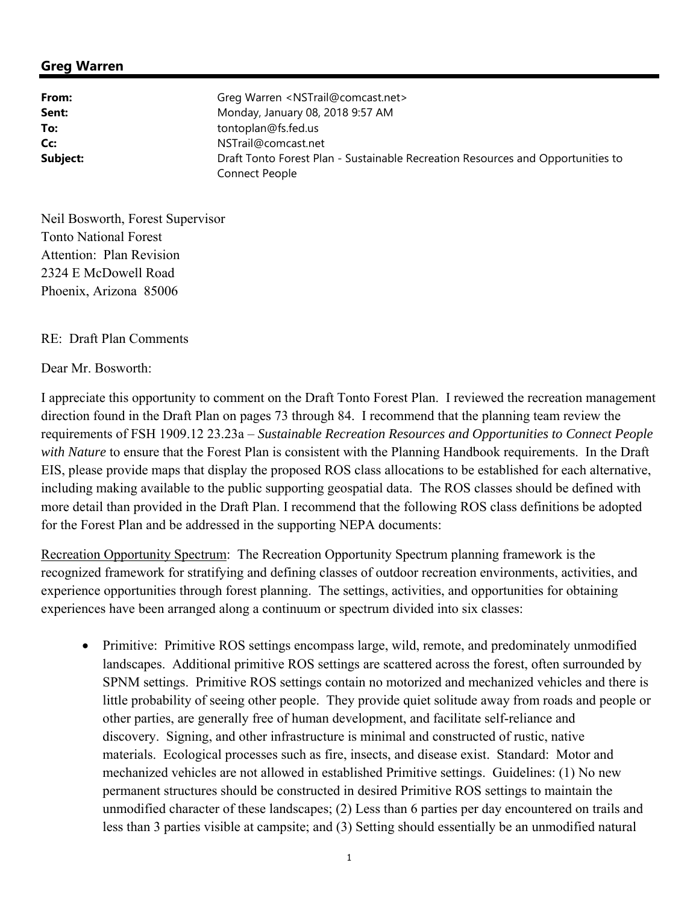## Greg Warren

**From:** Greg Warren <NSTrail@comcast.net>
**Sent:** Monday, January 08, 2018 9:57 AM
**To:** tontoplan@fs.fed.us
**Cc:** NSTrail@comcast.net
**Subject:** Draft Tonto Forest Plan - Sustainable Recreation Resources and Opportunities to Connect People

Neil Bosworth, Forest Supervisor
Tonto National Forest
Attention: Plan Revision
2324 E McDowell Road
Phoenix, Arizona 85006

RE: Draft Plan Comments

Dear Mr. Bosworth:

I appreciate this opportunity to comment on the Draft Tonto Forest Plan. I reviewed the recreation management direction found in the Draft Plan on pages 73 through 84. I recommend that the planning team review the requirements of FSH 1909.12 23.23a – *Sustainable Recreation Resources and Opportunities to Connect People with Nature* to ensure that the Forest Plan is consistent with the Planning Handbook requirements. In the Draft EIS, please provide maps that display the proposed ROS class allocations to be established for each alternative, including making available to the public supporting geospatial data. The ROS classes should be defined with more detail than provided in the Draft Plan. I recommend that the following ROS class definitions be adopted for the Forest Plan and be addressed in the supporting NEPA documents:

<u>Recreation Opportunity Spectrum</u>: The Recreation Opportunity Spectrum planning framework is the recognized framework for stratifying and defining classes of outdoor recreation environments, activities, and experience opportunities through forest planning. The settings, activities, and opportunities for obtaining experiences have been arranged along a continuum or spectrum divided into six classes:

- Primitive: Primitive ROS settings encompass large, wild, remote, and predominately unmodified landscapes. Additional primitive ROS settings are scattered across the forest, often surrounded by SPNM settings. Primitive ROS settings contain no motorized and mechanized vehicles and there is little probability of seeing other people. They provide quiet solitude away from roads and people or other parties, are generally free of human development, and facilitate self-reliance and discovery. Signing, and other infrastructure is minimal and constructed of rustic, native materials. Ecological processes such as fire, insects, and disease exist. Standard: Motor and mechanized vehicles are not allowed in established Primitive settings. Guidelines: (1) No new permanent structures should be constructed in desired Primitive ROS settings to maintain the unmodified character of these landscapes; (2) Less than 6 parties per day encountered on trails and less than 3 parties visible at campsite; and (3) Setting should essentially be an unmodified natural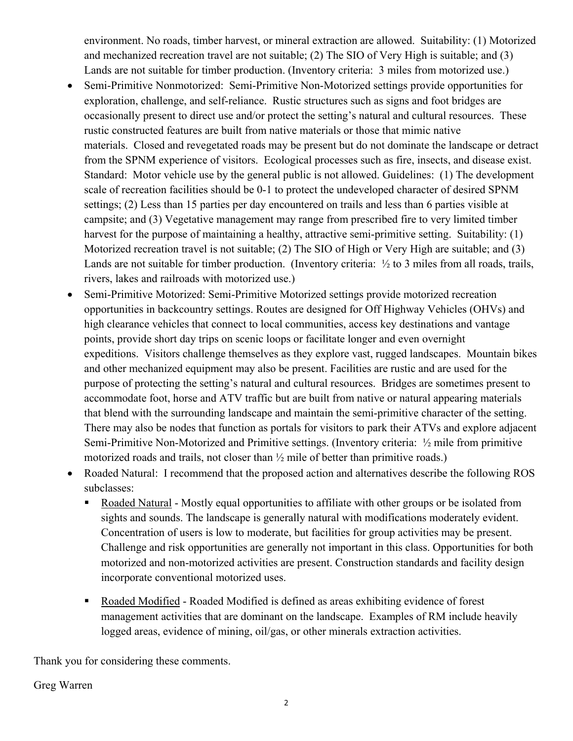environment. No roads, timber harvest, or mineral extraction are allowed. Suitability: (1) Motorized and mechanized recreation travel are not suitable; (2) The SIO of Very High is suitable; and (3) Lands are not suitable for timber production. (Inventory criteria: 3 miles from motorized use.)

- Semi-Primitive Nonmotorized: Semi-Primitive Non-Motorized settings provide opportunities for exploration, challenge, and self-reliance. Rustic structures such as signs and foot bridges are occasionally present to direct use and/or protect the setting's natural and cultural resources. These rustic constructed features are built from native materials or those that mimic native materials. Closed and revegetated roads may be present but do not dominate the landscape or detract from the SPNM experience of visitors. Ecological processes such as fire, insects, and disease exist. Standard: Motor vehicle use by the general public is not allowed. Guidelines: (1) The development scale of recreation facilities should be 0-1 to protect the undeveloped character of desired SPNM settings; (2) Less than 15 parties per day encountered on trails and less than 6 parties visible at campsite; and (3) Vegetative management may range from prescribed fire to very limited timber harvest for the purpose of maintaining a healthy, attractive semi-primitive setting. Suitability: (1) Motorized recreation travel is not suitable; (2) The SIO of High or Very High are suitable; and (3) Lands are not suitable for timber production. (Inventory criteria: ½ to 3 miles from all roads, trails, rivers, lakes and railroads with motorized use.)
- Semi-Primitive Motorized: Semi-Primitive Motorized settings provide motorized recreation opportunities in backcountry settings. Routes are designed for Off Highway Vehicles (OHVs) and high clearance vehicles that connect to local communities, access key destinations and vantage points, provide short day trips on scenic loops or facilitate longer and even overnight expeditions. Visitors challenge themselves as they explore vast, rugged landscapes. Mountain bikes and other mechanized equipment may also be present. Facilities are rustic and are used for the purpose of protecting the setting's natural and cultural resources. Bridges are sometimes present to accommodate foot, horse and ATV traffic but are built from native or natural appearing materials that blend with the surrounding landscape and maintain the semi-primitive character of the setting. There may also be nodes that function as portals for visitors to park their ATVs and explore adjacent Semi-Primitive Non-Motorized and Primitive settings. (Inventory criteria: ½ mile from primitive motorized roads and trails, not closer than ½ mile of better than primitive roads.)
- Roaded Natural: I recommend that the proposed action and alternatives describe the following ROS subclasses:
  - <u>Roaded Natural</u> - Mostly equal opportunities to affiliate with other groups or be isolated from sights and sounds. The landscape is generally natural with modifications moderately evident. Concentration of users is low to moderate, but facilities for group activities may be present. Challenge and risk opportunities are generally not important in this class. Opportunities for both motorized and non-motorized activities are present. Construction standards and facility design incorporate conventional motorized uses.
  - <u>Roaded Modified</u> - Roaded Modified is defined as areas exhibiting evidence of forest management activities that are dominant on the landscape. Examples of RM include heavily logged areas, evidence of mining, oil/gas, or other minerals extraction activities.

Thank you for considering these comments.

Greg Warren